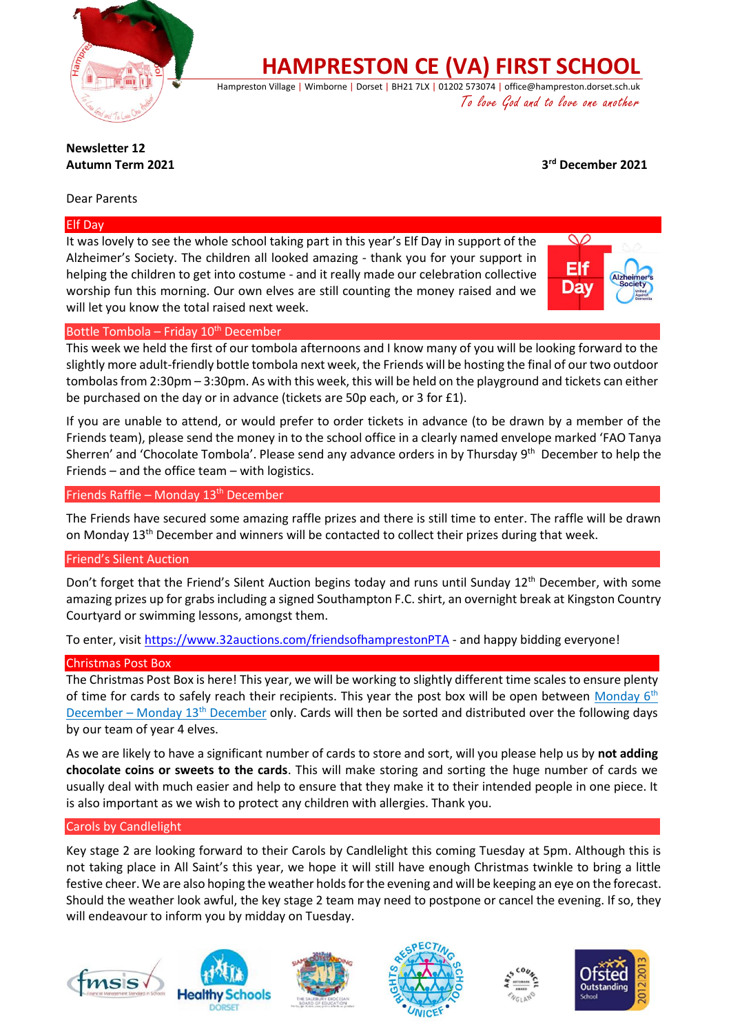# HAMPRESTON CE (VA) FIRST SCHOOL

Hampreston Village | Wimborne | Dorset | BH21 7LX | 01202 573074 | office@hampreston.dorset.sch.uk

*To love God and to love one another*

**Newsletter 12**
**Autumn Term 2021**

**3rd December 2021**

Dear Parents

## Elf Day

It was lovely to see the whole school taking part in this year's Elf Day in support of the Alzheimer's Society. The children all looked amazing - thank you for your support in helping the children to get into costume - and it really made our celebration collective worship fun this morning. Our own elves are still counting the money raised and we will let you know the total raised next week.

## Bottle Tombola – Friday 10th December

This week we held the first of our tombola afternoons and I know many of you will be looking forward to the slightly more adult-friendly bottle tombola next week, the Friends will be hosting the final of our two outdoor tombolas from 2:30pm – 3:30pm. As with this week, this will be held on the playground and tickets can either be purchased on the day or in advance (tickets are 50p each, or 3 for £1).

If you are unable to attend, or would prefer to order tickets in advance (to be drawn by a member of the Friends team), please send the money in to the school office in a clearly named envelope marked 'FAO Tanya Sherren' and 'Chocolate Tombola'. Please send any advance orders in by Thursday 9th December to help the Friends – and the office team – with logistics.

## Friends Raffle – Monday 13th December

The Friends have secured some amazing raffle prizes and there is still time to enter. The raffle will be drawn on Monday 13th December and winners will be contacted to collect their prizes during that week.

## Friend's Silent Auction

Don't forget that the Friend's Silent Auction begins today and runs until Sunday 12th December, with some amazing prizes up for grabs including a signed Southampton F.C. shirt, an overnight break at Kingston Country Courtyard or swimming lessons, amongst them.

To enter, visit [https://www.32auctions.com/friendsofhamprestonPTA](https://www.32auctions.com/friendsofhamprestonPTA) - and happy bidding everyone!

## Christmas Post Box

The Christmas Post Box is here! This year, we will be working to slightly different time scales to ensure plenty of time for cards to safely reach their recipients. This year the post box will be open between Monday 6th December – Monday 13th December only. Cards will then be sorted and distributed over the following days by our team of year 4 elves.

As we are likely to have a significant number of cards to store and sort, will you please help us by **not adding chocolate coins or sweets to the cards**. This will make storing and sorting the huge number of cards we usually deal with much easier and help to ensure that they make it to their intended people in one piece. It is also important as we wish to protect any children with allergies. Thank you.

## Carols by Candlelight

Key stage 2 are looking forward to their Carols by Candlelight this coming Tuesday at 5pm. Although this is not taking place in All Saint's this year, we hope it will still have enough Christmas twinkle to bring a little festive cheer. We are also hoping the weather holds for the evening and will be keeping an eye on the forecast. Should the weather look awful, the key stage 2 team may need to postpone or cancel the evening. If so, they will endeavour to inform you by midday on Tuesday.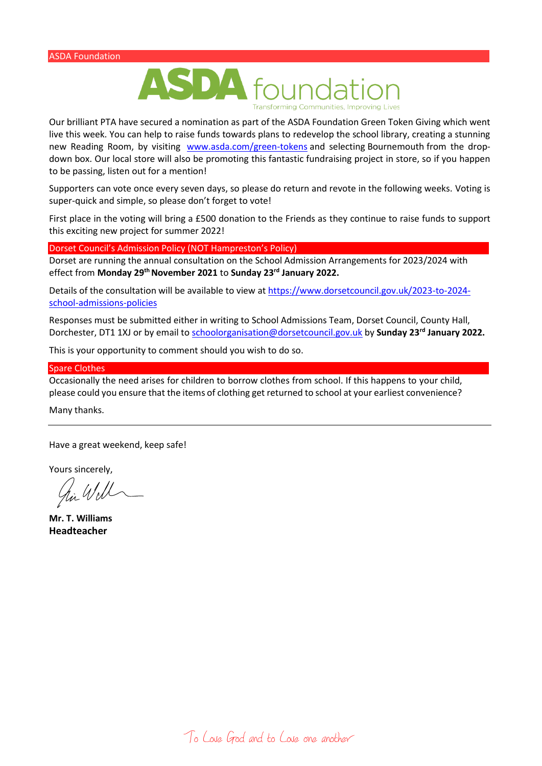## ASDA Foundation

Our brilliant PTA have secured a nomination as part of the ASDA Foundation Green Token Giving which went live this week. You can help to raise funds towards plans to redevelop the school library, creating a stunning new Reading Room, by visiting www.asda.com/green-tokens and selecting Bournemouth from the drop-down box. Our local store will also be promoting this fantastic fundraising project in store, so if you happen to be passing, listen out for a mention!

Supporters can vote once every seven days, so please do return and revote in the following weeks. Voting is super-quick and simple, so please don't forget to vote!

First place in the voting will bring a £500 donation to the Friends as they continue to raise funds to support this exciting new project for summer 2022!

## Dorset Council's Admission Policy (NOT Hampreston's Policy)

Dorset are running the annual consultation on the School Admission Arrangements for 2023/2024 with effect from **Monday 29th November 2021** to **Sunday 23rd January 2022.**

Details of the consultation will be available to view at https://www.dorsetcouncil.gov.uk/2023-to-2024-school-admissions-policies

Responses must be submitted either in writing to School Admissions Team, Dorset Council, County Hall, Dorchester, DT1 1XJ or by email to schoolorganisation@dorsetcouncil.gov.uk by **Sunday 23rd January 2022.**

This is your opportunity to comment should you wish to do so.

## Spare Clothes

Occasionally the need arises for children to borrow clothes from school. If this happens to your child, please could you ensure that the items of clothing get returned to school at your earliest convenience?

Many thanks.

---

Have a great weekend, keep safe!

Yours sincerely,

**Mr. T. Williams**
**Headteacher**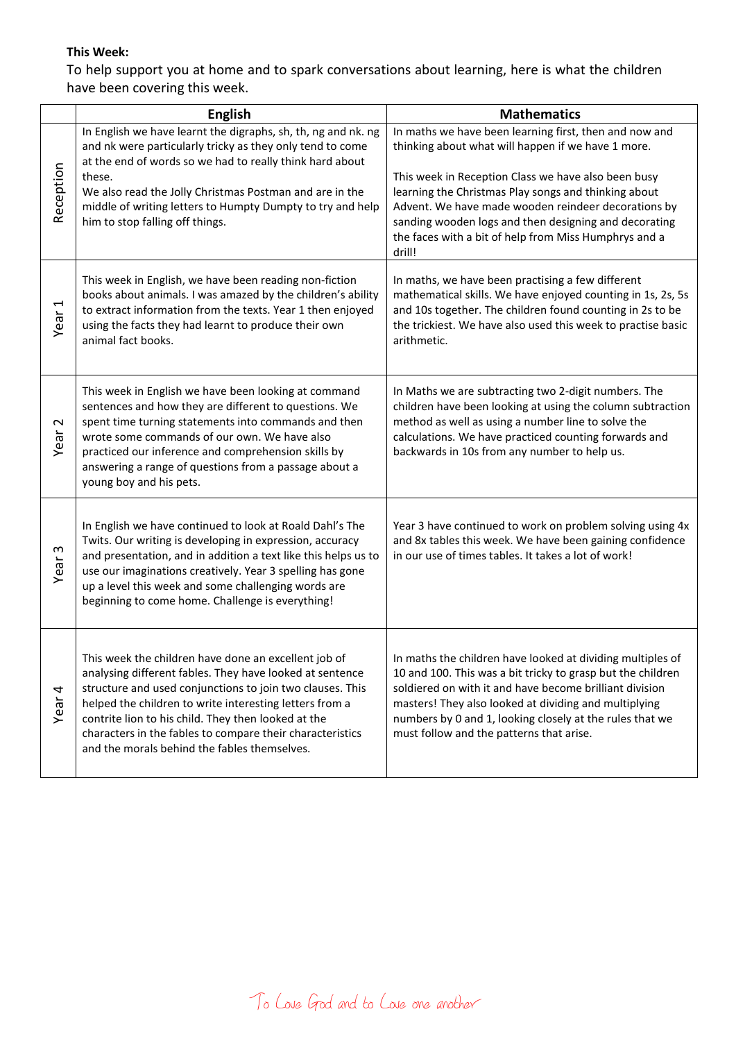**This Week:**

To help support you at home and to spark conversations about learning, here is what the children have been covering this week.

| | English | Mathematics |
|---|---|---|
| Reception | In English we have learnt the digraphs, sh, th, ng and nk. ng and nk were particularly tricky as they only tend to come at the end of words so we had to really think hard about these.<br>We also read the Jolly Christmas Postman and are in the middle of writing letters to Humpty Dumpty to try and help him to stop falling off things. | In maths we have been learning first, then and now and thinking about what will happen if we have 1 more.<br><br>This week in Reception Class we have also been busy learning the Christmas Play songs and thinking about Advent. We have made wooden reindeer decorations by sanding wooden logs and then designing and decorating the faces with a bit of help from Miss Humphrys and a drill! |
| Year 1 | This week in English, we have been reading non-fiction books about animals. I was amazed by the children's ability to extract information from the texts. Year 1 then enjoyed using the facts they had learnt to produce their own animal fact books. | In maths, we have been practising a few different mathematical skills. We have enjoyed counting in 1s, 2s, 5s and 10s together. The children found counting in 2s to be the trickiest. We have also used this week to practise basic arithmetic. |
| Year 2 | This week in English we have been looking at command sentences and how they are different to questions. We spent time turning statements into commands and then wrote some commands of our own. We have also practiced our inference and comprehension skills by answering a range of questions from a passage about a young boy and his pets. | In Maths we are subtracting two 2-digit numbers. The children have been looking at using the column subtraction method as well as using a number line to solve the calculations. We have practiced counting forwards and backwards in 10s from any number to help us. |
| Year 3 | In English we have continued to look at Roald Dahl's The Twits. Our writing is developing in expression, accuracy and presentation, and in addition a text like this helps us to use our imaginations creatively. Year 3 spelling has gone up a level this week and some challenging words are beginning to come home. Challenge is everything! | Year 3 have continued to work on problem solving using 4x and 8x tables this week. We have been gaining confidence in our use of times tables. It takes a lot of work! |
| Year 4 | This week the children have done an excellent job of analysing different fables. They have looked at sentence structure and used conjunctions to join two clauses. This helped the children to write interesting letters from a contrite lion to his child. They then looked at the characters in the fables to compare their characteristics and the morals behind the fables themselves. | In maths the children have looked at dividing multiples of 10 and 100. This was a bit tricky to grasp but the children soldiered on with it and have become brilliant division masters! They also looked at dividing and multiplying numbers by 0 and 1, looking closely at the rules that we must follow and the patterns that arise. |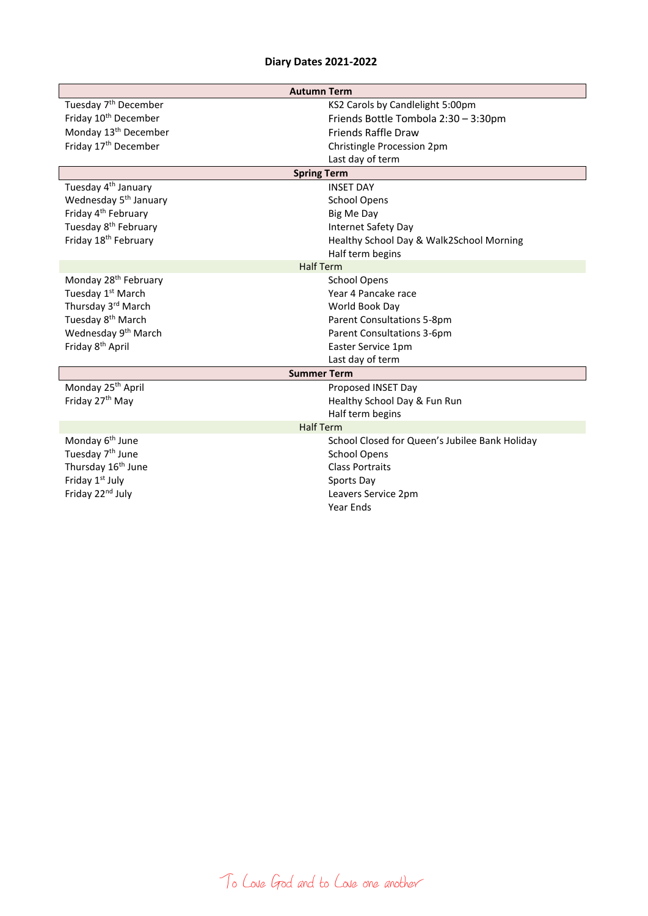## Diary Dates 2021-2022

| | |
|---|---|
| **Autumn Term** | |
| Tuesday 7th December | KS2 Carols by Candlelight 5:00pm |
| Friday 10th December | Friends Bottle Tombola 2:30 – 3:30pm |
| Monday 13th December | Friends Raffle Draw |
| Friday 17th December | Christingle Procession 2pm |
| | Last day of term |
| **Spring Term** | |
| Tuesday 4th January | INSET DAY |
| Wednesday 5th January | School Opens |
| Friday 4th February | Big Me Day |
| Tuesday 8th February | Internet Safety Day |
| Friday 18th February | Healthy School Day & Walk2School Morning |
| | Half term begins |
| Half Term | |
| Monday 28th February | School Opens |
| Tuesday 1st March | Year 4 Pancake race |
| Thursday 3rd March | World Book Day |
| Tuesday 8th March | Parent Consultations 5-8pm |
| Wednesday 9th March | Parent Consultations 3-6pm |
| Friday 8th April | Easter Service 1pm |
| | Last day of term |
| **Summer Term** | |
| Monday 25th April | Proposed INSET Day |
| Friday 27th May | Healthy School Day & Fun Run |
| | Half term begins |
| Half Term | |
| Monday 6th June | School Closed for Queen's Jubilee Bank Holiday |
| Tuesday 7th June | School Opens |
| Thursday 16th June | Class Portraits |
| Friday 1st July | Sports Day |
| Friday 22nd July | Leavers Service 2pm |
| | Year Ends |

*To Love God and to Love one another*